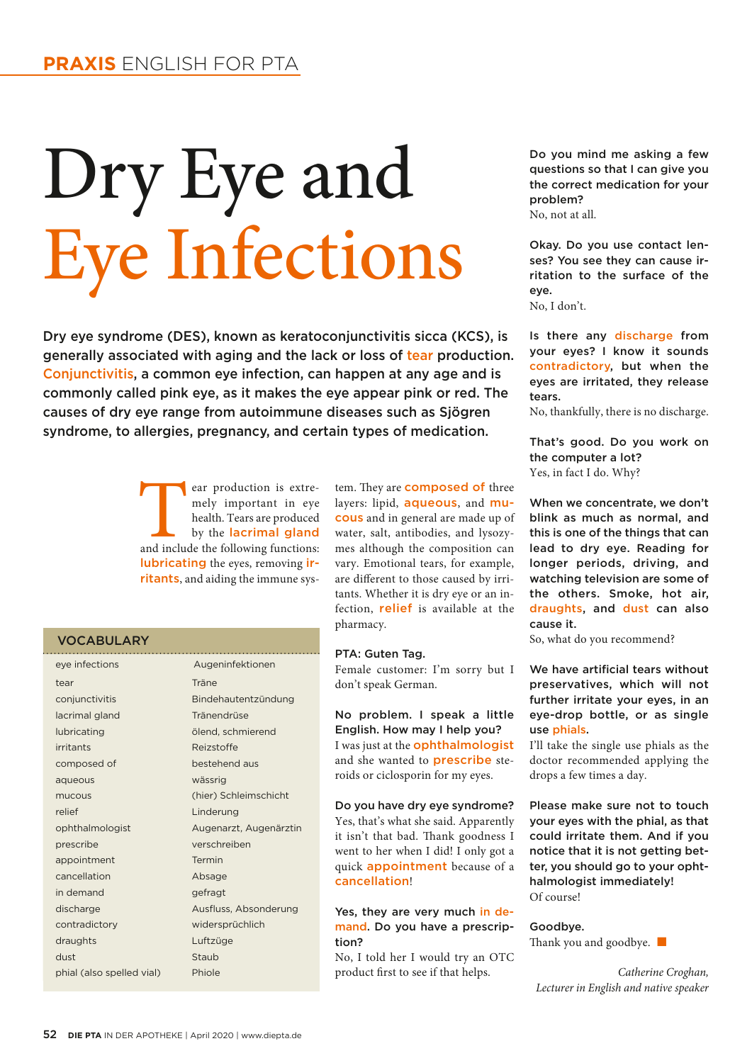# Dry Eye and Eye Infections

**Dry eye syndrome (DES), known as keratoconjunctivitis sicca (KCS), is generally associated with aging and the lack or loss of tear production. Conjunctivitis, a common eye infection, can happen at any age and is commonly called pink eye, as it makes the eye appear pink or red. The causes of dry eye range from autoimmune diseases such as Sjögren syndrome, to allergies, pregnancy, and certain types of medication.**

Tear production is extremely important in eye health. Tears are produced by the **lacrimal gland** and include the following functions: **lubricating** the eyes, removing **irritants**, and aiding the immune system. They are **composed of** three layers: lipid, **aqueous**, and **mucous** and in general are made up of water, salt, antibodies, and lysozymes although the composition can vary. Emotional tears, for example, are different to those caused by irritants. Whether it is dry eye or an infection, **relief** is available at the pharmacy.

**PTA: Guten Tag.**

Female customer: I'm sorry but I don't speak German.

**No problem. I speak a little English. How may I help you?**

I was just at the **ophthalmologist** and she wanted to **prescribe** steroids or ciclosporin for my eyes.

**Do you have dry eye syndrome?**

Yes, that's what she said. Apparently it isn't that bad. Thank goodness I went to her when I did! I only got a quick **appointment** because of a **cancellation**!

**Yes, they are very much in demand. Do you have a prescription?**

No, I told her I would try an OTC product first to see if that helps.

**Do you mind me asking a few questions so that I can give you the correct medication for your problem?**

No, not at all.

**Okay. Do you use contact lenses? You see they can cause irritation to the surface of the eye.**

No, I don't.

**Is there any discharge from your eyes? I know it sounds contradictory, but when the eyes are irritated, they release tears.**

No, thankfully, there is no discharge.

**That's good. Do you work on the computer a lot?**

Yes, in fact I do. Why?

**When we concentrate, we don't blink as much as normal, and this is one of the things that can lead to dry eye. Reading for longer periods, driving, and watching television are some of the others. Smoke, hot air, draughts, and dust can also cause it.**

So, what do you recommend?

**We have artificial tears without preservatives, which will not further irritate your eyes, in an eye-drop bottle, or as single use phials.**

I'll take the single use phials as the doctor recommended applying the drops a few times a day.

**Please make sure not to touch your eyes with the phial, as that could irritate them. And if you notice that it is not getting better, you should go to your ophthalmologist immediately!**

Of course!

**Goodbye.**

Thank you and goodbye. ■

*Catherine Croghan,*
*Lecturer in English and native speaker*

## VOCABULARY

| English | Deutsch |
|---|---|
| eye infections | Augeninfektionen |
| tear | Träne |
| conjunctivitis | Bindehautentzündung |
| lacrimal gland | Tränendrüse |
| lubricating | ölend, schmierend |
| irritants | Reizstoffe |
| composed of | bestehend aus |
| aqueous | wässrig |
| mucous | (hier) Schleimschicht |
| relief | Linderung |
| ophthalmologist | Augenarzt, Augenärztin |
| prescribe | verschreiben |
| appointment | Termin |
| cancellation | Absage |
| in demand | gefragt |
| discharge | Ausfluss, Absonderung |
| contradictory | widersprüchlich |
| draughts | Luftzüge |
| dust | Staub |
| phial (also spelled vial) | Phiole |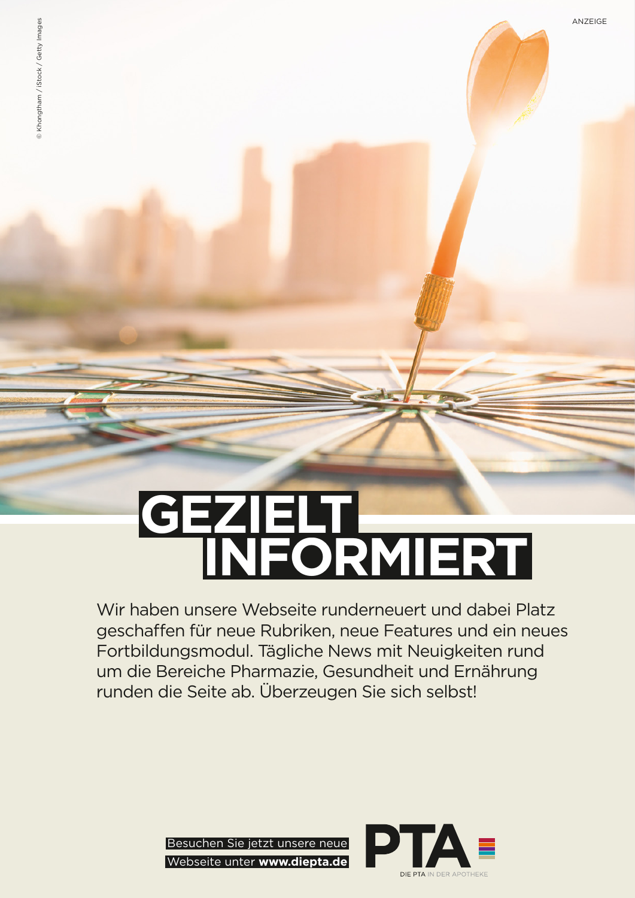ANZEIGE

© Khongtham / iStock / Getty Images

# GEZIELT INFORMIERT

Wir haben unsere Webseite runderneuert und dabei Platz geschaffen für neue Rubriken, neue Features und ein neues Fortbildungsmodul. Tägliche News mit Neuigkeiten rund um die Bereiche Pharmazie, Gesundheit und Ernährung runden die Seite ab. Überzeugen Sie sich selbst!

Besuchen Sie jetzt unsere neue Webseite unter **www.diepta.de**

PTA

DIE PTA IN DER APOTHEKE